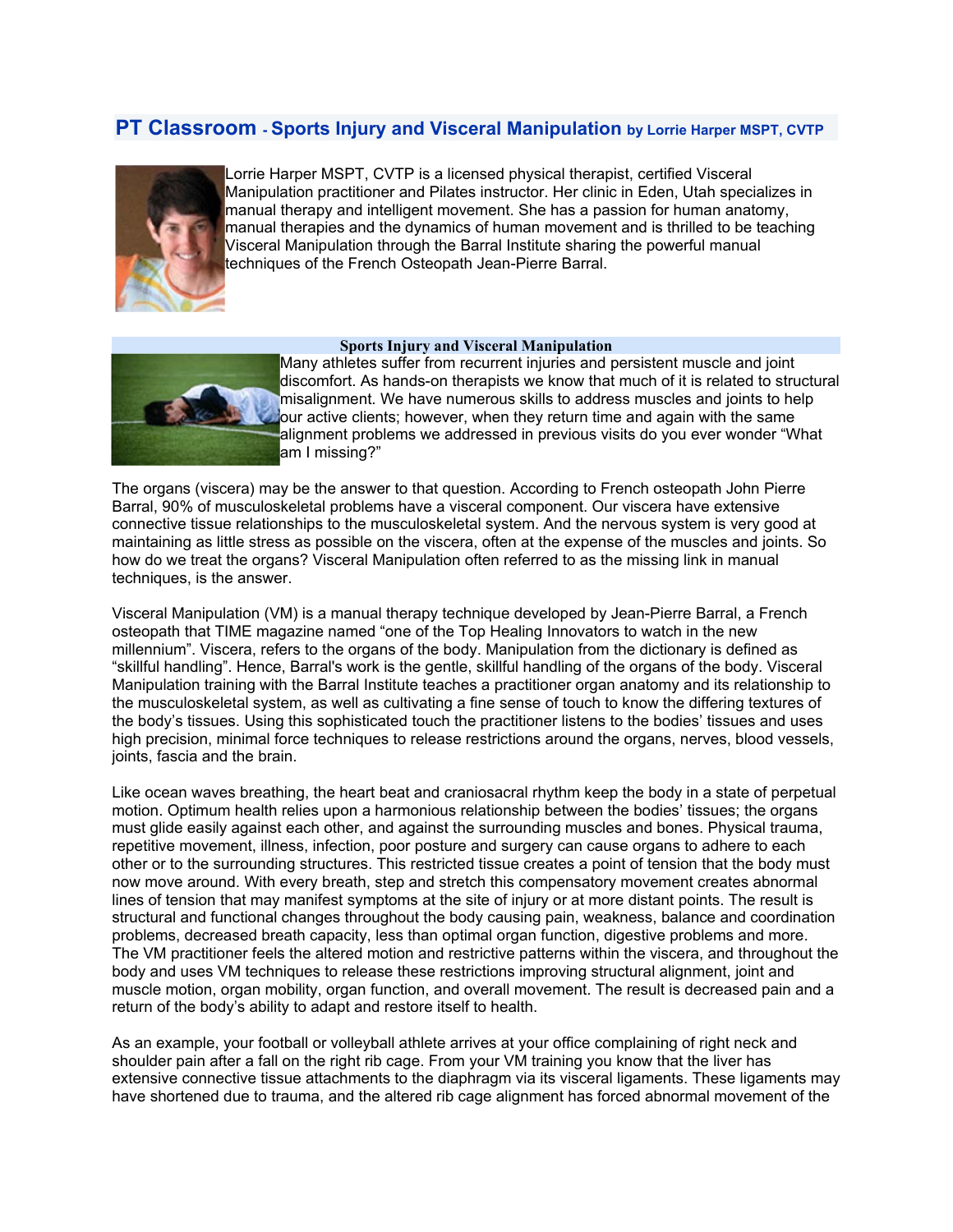# PT Classroom - Sports Injury and Visceral Manipulation by Lorrie Harper MSPT, CVTP

Lorrie Harper MSPT, CVTP is a licensed physical therapist, certified Visceral Manipulation practitioner and Pilates instructor. Her clinic in Eden, Utah specializes in manual therapy and intelligent movement. She has a passion for human anatomy, manual therapies and the dynamics of human movement and is thrilled to be teaching Visceral Manipulation through the Barral Institute sharing the powerful manual techniques of the French Osteopath Jean-Pierre Barral.

## Sports Injury and Visceral Manipulation

Many athletes suffer from recurrent injuries and persistent muscle and joint discomfort. As hands-on therapists we know that much of it is related to structural misalignment. We have numerous skills to address muscles and joints to help our active clients; however, when they return time and again with the same alignment problems we addressed in previous visits do you ever wonder "What am I missing?"

The organs (viscera) may be the answer to that question. According to French osteopath John Pierre Barral, 90% of musculoskeletal problems have a visceral component. Our viscera have extensive connective tissue relationships to the musculoskeletal system. And the nervous system is very good at maintaining as little stress as possible on the viscera, often at the expense of the muscles and joints. So how do we treat the organs? Visceral Manipulation often referred to as the missing link in manual techniques, is the answer.

Visceral Manipulation (VM) is a manual therapy technique developed by Jean-Pierre Barral, a French osteopath that TIME magazine named "one of the Top Healing Innovators to watch in the new millennium". Viscera, refers to the organs of the body. Manipulation from the dictionary is defined as "skillful handling". Hence, Barral's work is the gentle, skillful handling of the organs of the body. Visceral Manipulation training with the Barral Institute teaches a practitioner organ anatomy and its relationship to the musculoskeletal system, as well as cultivating a fine sense of touch to know the differing textures of the body's tissues. Using this sophisticated touch the practitioner listens to the bodies' tissues and uses high precision, minimal force techniques to release restrictions around the organs, nerves, blood vessels, joints, fascia and the brain.

Like ocean waves breathing, the heart beat and craniosacral rhythm keep the body in a state of perpetual motion. Optimum health relies upon a harmonious relationship between the bodies' tissues; the organs must glide easily against each other, and against the surrounding muscles and bones. Physical trauma, repetitive movement, illness, infection, poor posture and surgery can cause organs to adhere to each other or to the surrounding structures. This restricted tissue creates a point of tension that the body must now move around. With every breath, step and stretch this compensatory movement creates abnormal lines of tension that may manifest symptoms at the site of injury or at more distant points. The result is structural and functional changes throughout the body causing pain, weakness, balance and coordination problems, decreased breath capacity, less than optimal organ function, digestive problems and more. The VM practitioner feels the altered motion and restrictive patterns within the viscera, and throughout the body and uses VM techniques to release these restrictions improving structural alignment, joint and muscle motion, organ mobility, organ function, and overall movement. The result is decreased pain and a return of the body's ability to adapt and restore itself to health.

As an example, your football or volleyball athlete arrives at your office complaining of right neck and shoulder pain after a fall on the right rib cage. From your VM training you know that the liver has extensive connective tissue attachments to the diaphragm via its visceral ligaments. These ligaments may have shortened due to trauma, and the altered rib cage alignment has forced abnormal movement of the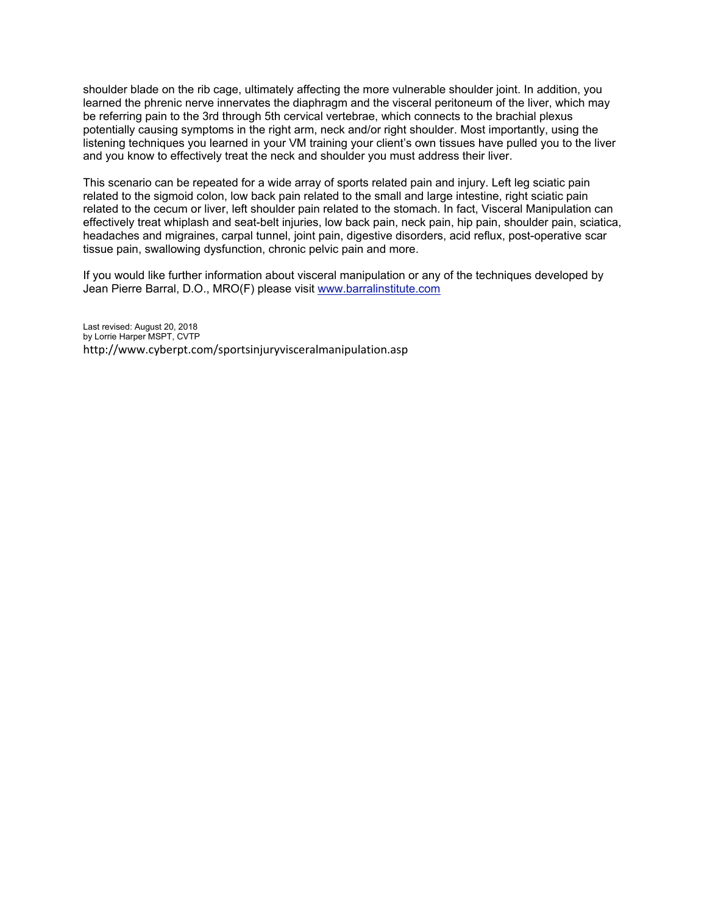shoulder blade on the rib cage, ultimately affecting the more vulnerable shoulder joint. In addition, you learned the phrenic nerve innervates the diaphragm and the visceral peritoneum of the liver, which may be referring pain to the 3rd through 5th cervical vertebrae, which connects to the brachial plexus potentially causing symptoms in the right arm, neck and/or right shoulder. Most importantly, using the listening techniques you learned in your VM training your client's own tissues have pulled you to the liver and you know to effectively treat the neck and shoulder you must address their liver.

This scenario can be repeated for a wide array of sports related pain and injury. Left leg sciatic pain related to the sigmoid colon, low back pain related to the small and large intestine, right sciatic pain related to the cecum or liver, left shoulder pain related to the stomach. In fact, Visceral Manipulation can effectively treat whiplash and seat-belt injuries, low back pain, neck pain, hip pain, shoulder pain, sciatica, headaches and migraines, carpal tunnel, joint pain, digestive disorders, acid reflux, post-operative scar tissue pain, swallowing dysfunction, chronic pelvic pain and more.

If you would like further information about visceral manipulation or any of the techniques developed by Jean Pierre Barral, D.O., MRO(F) please visit [www.barralinstitute.com](http://www.barralinstitute.com)

Last revised: August 20, 2018
by Lorrie Harper MSPT, CVTP
http://www.cyberpt.com/sportsinjuryvisceralmanipulation.asp